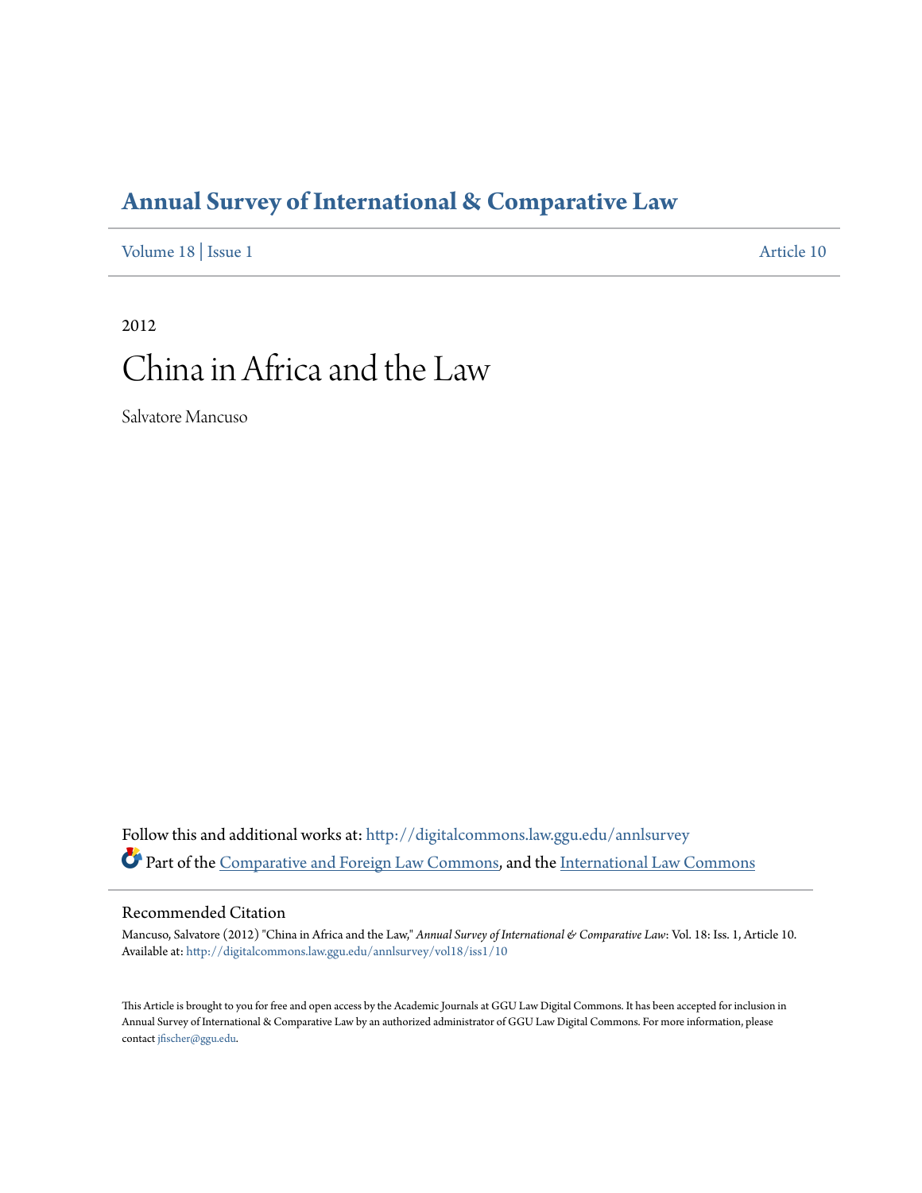# Annual Survey of International & Comparative Law

Volume 18 | Issue 1 Article 10

2012

# China in Africa and the Law

Salvatore Mancuso

Follow this and additional works at: http://digitalcommons.law.ggu.edu/annlsurvey

Part of the Comparative and Foreign Law Commons, and the International Law Commons

## Recommended Citation

Mancuso, Salvatore (2012) "China in Africa and the Law," *Annual Survey of International & Comparative Law*: Vol. 18: Iss. 1, Article 10.
Available at: http://digitalcommons.law.ggu.edu/annlsurvey/vol18/iss1/10

This Article is brought to you for free and open access by the Academic Journals at GGU Law Digital Commons. It has been accepted for inclusion in Annual Survey of International & Comparative Law by an authorized administrator of GGU Law Digital Commons. For more information, please contact jfischer@ggu.edu.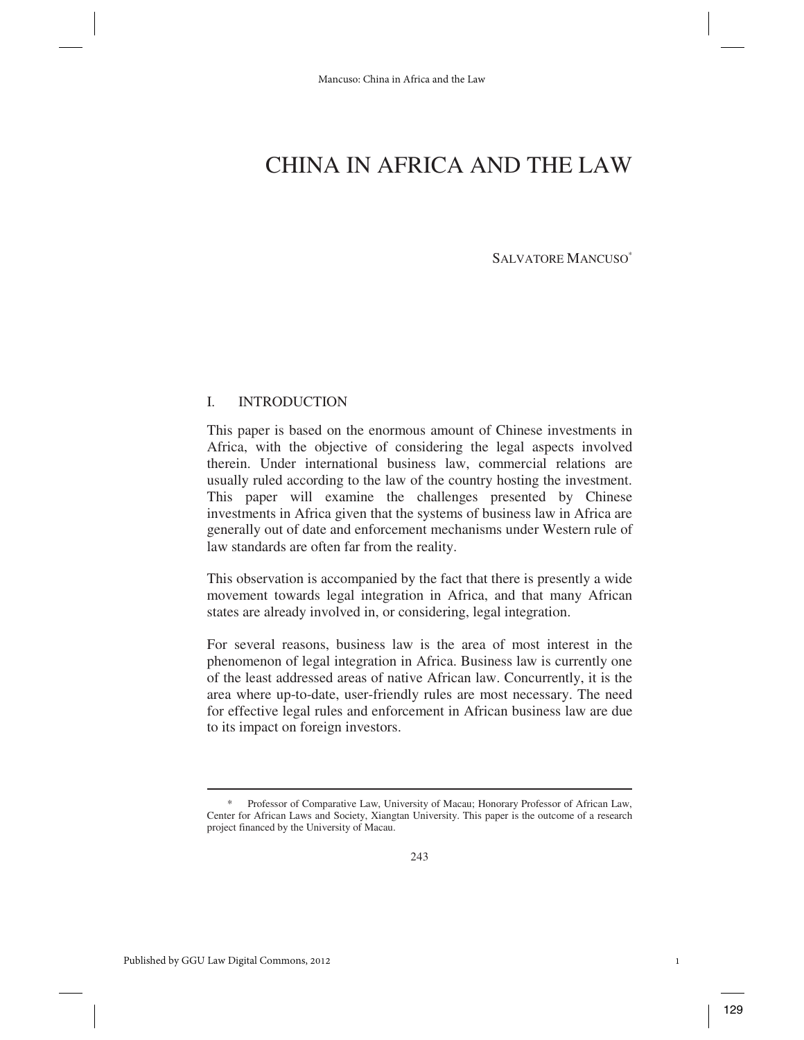# CHINA IN AFRICA AND THE LAW

SALVATORE MANCUSO*

## I. INTRODUCTION

This paper is based on the enormous amount of Chinese investments in Africa, with the objective of considering the legal aspects involved therein. Under international business law, commercial relations are usually ruled according to the law of the country hosting the investment. This paper will examine the challenges presented by Chinese investments in Africa given that the systems of business law in Africa are generally out of date and enforcement mechanisms under Western rule of law standards are often far from the reality.

This observation is accompanied by the fact that there is presently a wide movement towards legal integration in Africa, and that many African states are already involved in, or considering, legal integration.

For several reasons, business law is the area of most interest in the phenomenon of legal integration in Africa. Business law is currently one of the least addressed areas of native African law. Concurrently, it is the area where up-to-date, user-friendly rules are most necessary. The need for effective legal rules and enforcement in African business law are due to its impact on foreign investors.

---

\* Professor of Comparative Law, University of Macau; Honorary Professor of African Law, Center for African Laws and Society, Xiangtan University. This paper is the outcome of a research project financed by the University of Macau.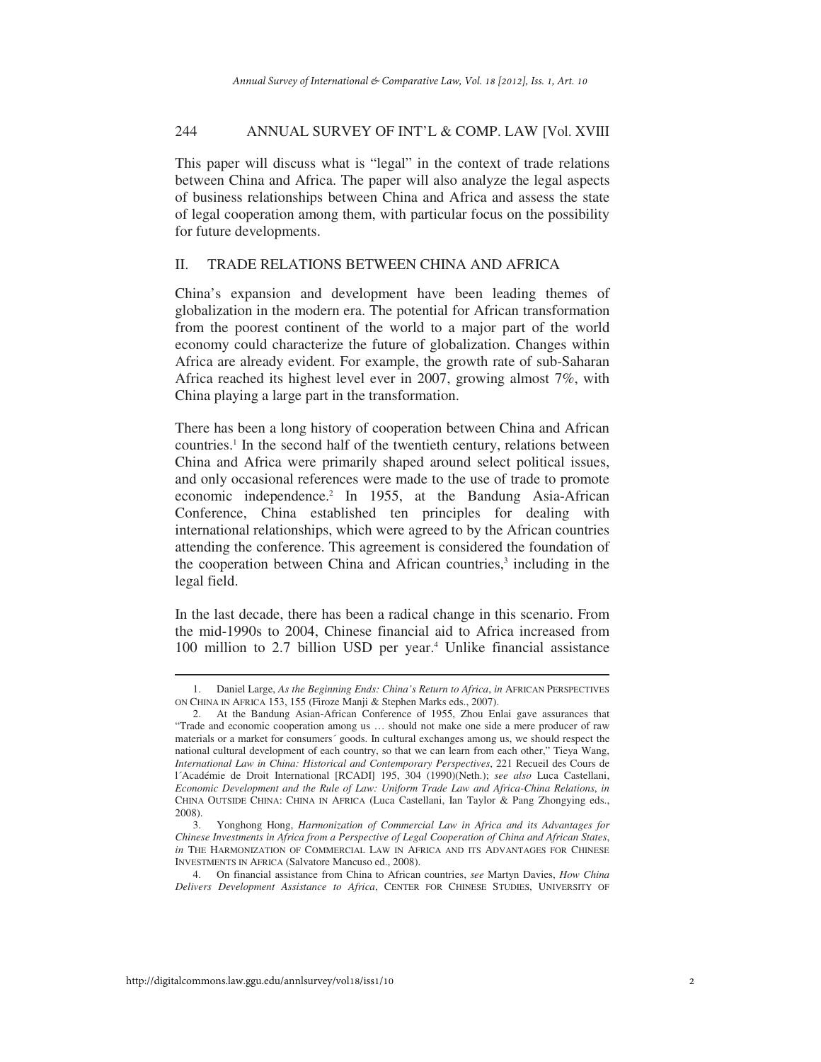This paper will discuss what is "legal" in the context of trade relations between China and Africa. The paper will also analyze the legal aspects of business relationships between China and Africa and assess the state of legal cooperation among them, with particular focus on the possibility for future developments.

## II. TRADE RELATIONS BETWEEN CHINA AND AFRICA

China's expansion and development have been leading themes of globalization in the modern era. The potential for African transformation from the poorest continent of the world to a major part of the world economy could characterize the future of globalization. Changes within Africa are already evident. For example, the growth rate of sub-Saharan Africa reached its highest level ever in 2007, growing almost 7%, with China playing a large part in the transformation.

There has been a long history of cooperation between China and African countries.[1] In the second half of the twentieth century, relations between China and Africa were primarily shaped around select political issues, and only occasional references were made to the use of trade to promote economic independence.[2] In 1955, at the Bandung Asia-African Conference, China established ten principles for dealing with international relationships, which were agreed to by the African countries attending the conference. This agreement is considered the foundation of the cooperation between China and African countries,[3] including in the legal field.

In the last decade, there has been a radical change in this scenario. From the mid-1990s to 2004, Chinese financial aid to Africa increased from 100 million to 2.7 billion USD per year.[4] Unlike financial assistance

---

1. Daniel Large, *As the Beginning Ends: China's Return to Africa*, *in* AFRICAN PERSPECTIVES ON CHINA IN AFRICA 153, 155 (Firoze Manji & Stephen Marks eds., 2007).

2. At the Bandung Asian-African Conference of 1955, Zhou Enlai gave assurances that "Trade and economic cooperation among us … should not make one side a mere producer of raw materials or a market for consumers´ goods. In cultural exchanges among us, we should respect the national cultural development of each country, so that we can learn from each other," Tieya Wang, *International Law in China: Historical and Contemporary Perspectives*, 221 Recueil des Cours de l´Académie de Droit International [RCADI] 195, 304 (1990)(Neth.); *see also* Luca Castellani, *Economic Development and the Rule of Law: Uniform Trade Law and Africa-China Relations*, *in* CHINA OUTSIDE CHINA: CHINA IN AFRICA (Luca Castellani, Ian Taylor & Pang Zhongying eds., 2008).

3. Yonghong Hong, *Harmonization of Commercial Law in Africa and its Advantages for Chinese Investments in Africa from a Perspective of Legal Cooperation of China and African States*, *in* THE HARMONIZATION OF COMMERCIAL LAW IN AFRICA AND ITS ADVANTAGES FOR CHINESE INVESTMENTS IN AFRICA (Salvatore Mancuso ed., 2008).

4. On financial assistance from China to African countries, *see* Martyn Davies, *How China Delivers Development Assistance to Africa*, CENTER FOR CHINESE STUDIES, UNIVERSITY OF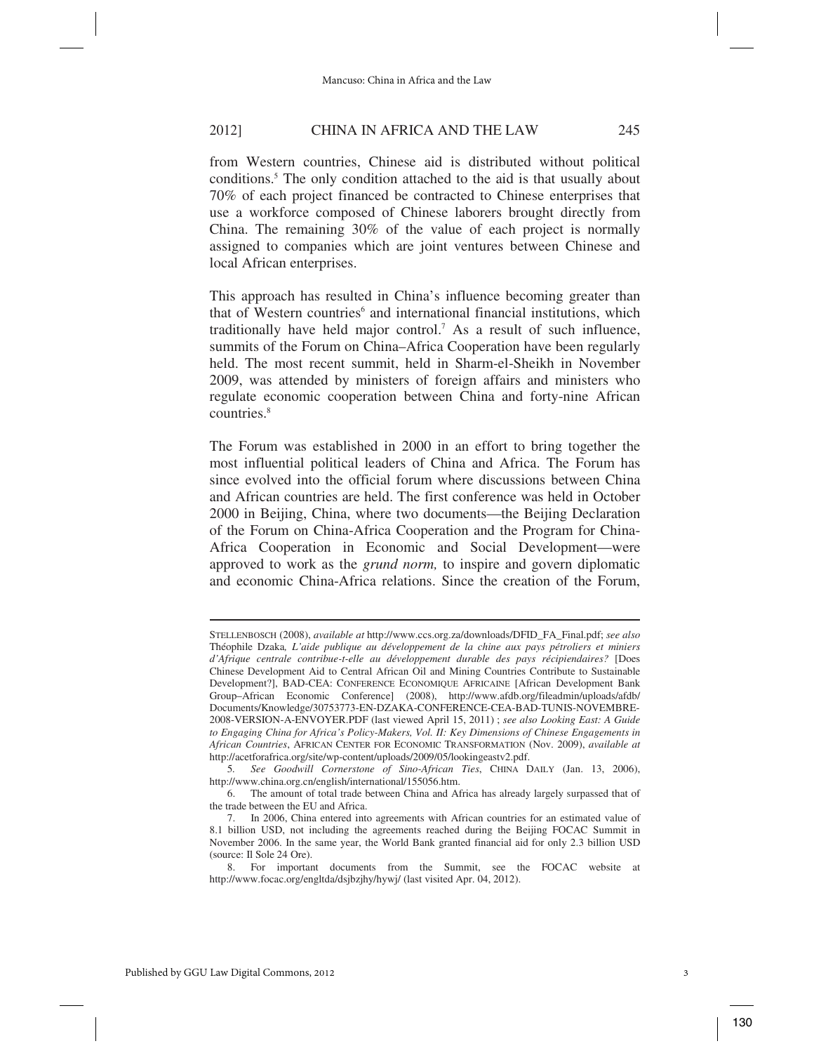from Western countries, Chinese aid is distributed without political conditions.[5] The only condition attached to the aid is that usually about 70% of each project financed be contracted to Chinese enterprises that use a workforce composed of Chinese laborers brought directly from China. The remaining 30% of the value of each project is normally assigned to companies which are joint ventures between Chinese and local African enterprises.

This approach has resulted in China's influence becoming greater than that of Western countries[6] and international financial institutions, which traditionally have held major control.[7] As a result of such influence, summits of the Forum on China–Africa Cooperation have been regularly held. The most recent summit, held in Sharm-el-Sheikh in November 2009, was attended by ministers of foreign affairs and ministers who regulate economic cooperation between China and forty-nine African countries.[8]

The Forum was established in 2000 in an effort to bring together the most influential political leaders of China and Africa. The Forum has since evolved into the official forum where discussions between China and African countries are held. The first conference was held in October 2000 in Beijing, China, where two documents—the Beijing Declaration of the Forum on China-Africa Cooperation and the Program for China-Africa Cooperation in Economic and Social Development—were approved to work as the *grund norm,* to inspire and govern diplomatic and economic China-Africa relations. Since the creation of the Forum,

---

STELLENBOSCH (2008), *available at* http://www.ccs.org.za/downloads/DFID_FA_Final.pdf; *see also* Théophile Dzaka*, L'aide publique au développement de la chine aux pays pétroliers et miniers d'Afrique centrale contribue-t-elle au développement durable des pays récipiendaires?* [Does Chinese Development Aid to Central African Oil and Mining Countries Contribute to Sustainable Development?], BAD-CEA: CONFERENCE ECONOMIQUE AFRICAINE [African Development Bank Group–African Economic Conference] (2008), http://www.afdb.org/fileadmin/uploads/afdb/Documents/Knowledge/30753773-EN-DZAKA-CONFERENCE-CEA-BAD-TUNIS-NOVEMBRE-2008-VERSION-A-ENVOYER.PDF (last viewed April 15, 2011) ; *see also Looking East: A Guide to Engaging China for Africa's Policy-Makers, Vol. II: Key Dimensions of Chinese Engagements in African Countries*, AFRICAN CENTER FOR ECONOMIC TRANSFORMATION (Nov. 2009), *available at* http://acetforafrica.org/site/wp-content/uploads/2009/05/lookingeastv2.pdf.

5. *See Goodwill Cornerstone of Sino-African Ties*, CHINA DAILY (Jan. 13, 2006), http://www.china.org.cn/english/international/155056.htm.

6. The amount of total trade between China and Africa has already largely surpassed that of the trade between the EU and Africa.

7. In 2006, China entered into agreements with African countries for an estimated value of 8.1 billion USD, not including the agreements reached during the Beijing FOCAC Summit in November 2006. In the same year, the World Bank granted financial aid for only 2.3 billion USD (source: Il Sole 24 Ore).

8. For important documents from the Summit, see the FOCAC website at http://www.focac.org/engltda/dsjbzjhy/hywj/ (last visited Apr. 04, 2012).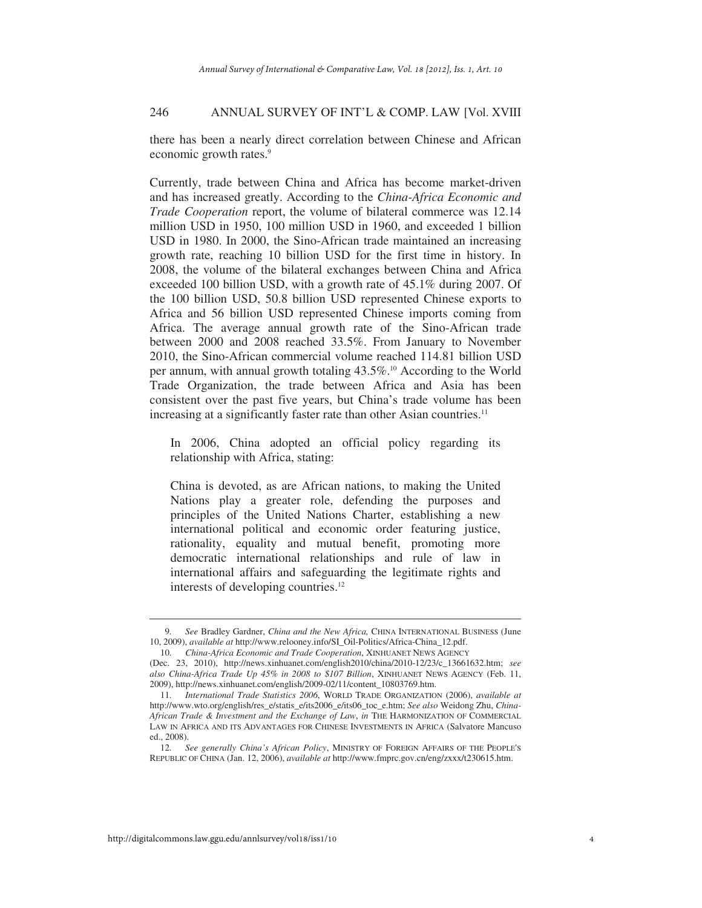there has been a nearly direct correlation between Chinese and African economic growth rates.[9]

Currently, trade between China and Africa has become market-driven and has increased greatly. According to the *China-Africa Economic and Trade Cooperation* report, the volume of bilateral commerce was 12.14 million USD in 1950, 100 million USD in 1960, and exceeded 1 billion USD in 1980. In 2000, the Sino-African trade maintained an increasing growth rate, reaching 10 billion USD for the first time in history. In 2008, the volume of the bilateral exchanges between China and Africa exceeded 100 billion USD, with a growth rate of 45.1% during 2007. Of the 100 billion USD, 50.8 billion USD represented Chinese exports to Africa and 56 billion USD represented Chinese imports coming from Africa. The average annual growth rate of the Sino-African trade between 2000 and 2008 reached 33.5%. From January to November 2010, the Sino-African commercial volume reached 114.81 billion USD per annum, with annual growth totaling 43.5%.[10] According to the World Trade Organization, the trade between Africa and Asia has been consistent over the past five years, but China's trade volume has been increasing at a significantly faster rate than other Asian countries.[11]

> In 2006, China adopted an official policy regarding its relationship with Africa, stating:
>
> China is devoted, as are African nations, to making the United Nations play a greater role, defending the purposes and principles of the United Nations Charter, establishing a new international political and economic order featuring justice, rationality, equality and mutual benefit, promoting more democratic international relationships and rule of law in international affairs and safeguarding the legitimate rights and interests of developing countries.[12]

---

9. *See* Bradley Gardner, *China and the New Africa,* CHINA INTERNATIONAL BUSINESS (June 10, 2009), *available at* http://www.relooney.info/SI_Oil-Politics/Africa-China_12.pdf.

10. *China-Africa Economic and Trade Cooperation*, XINHUANET NEWS AGENCY (Dec. 23, 2010), http://news.xinhuanet.com/english2010/china/2010-12/23/c_13661632.htm; *see also China-Africa Trade Up 45% in 2008 to $107 Billion*, XINHUANET NEWS AGENCY (Feb. 11, 2009), http://news.xinhuanet.com/english/2009-02/11/content_10803769.htm.

11. *International Trade Statistics 2006*, WORLD TRADE ORGANIZATION (2006), *available at* http://www.wto.org/english/res_e/statis_e/its2006_e/its06_toc_e.htm; *See also* Weidong Zhu, *China-African Trade & Investment and the Exchange of Law*, *in* THE HARMONIZATION OF COMMERCIAL LAW IN AFRICA AND ITS ADVANTAGES FOR CHINESE INVESTMENTS IN AFRICA (Salvatore Mancuso ed., 2008).

12. *See generally China's African Policy*, MINISTRY OF FOREIGN AFFAIRS OF THE PEOPLE'S REPUBLIC OF CHINA (Jan. 12, 2006), *available at* http://www.fmprc.gov.cn/eng/zxxx/t230615.htm.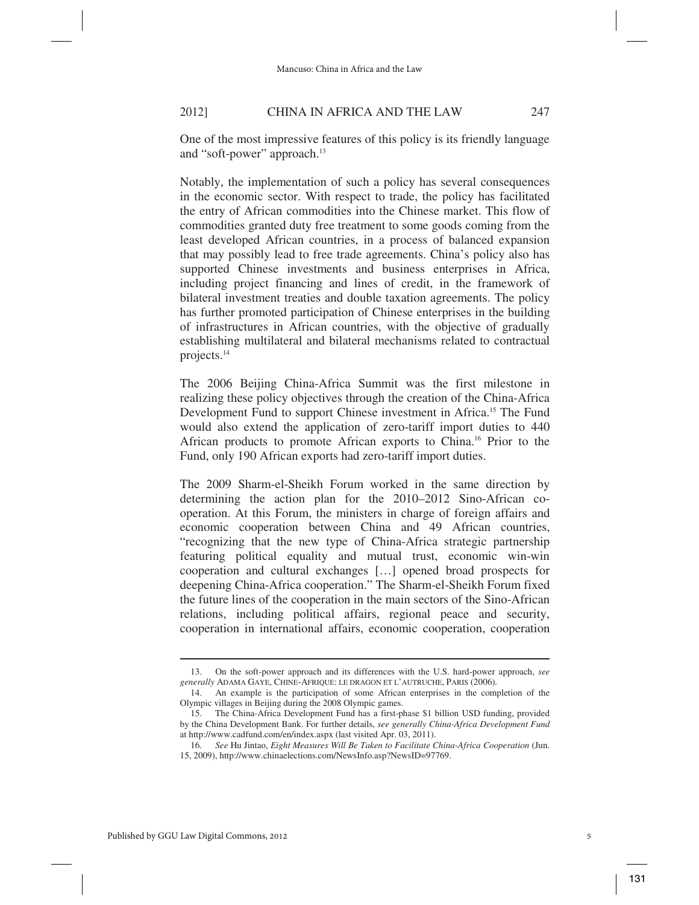One of the most impressive features of this policy is its friendly language and "soft-power" approach.[13]

Notably, the implementation of such a policy has several consequences in the economic sector. With respect to trade, the policy has facilitated the entry of African commodities into the Chinese market. This flow of commodities granted duty free treatment to some goods coming from the least developed African countries, in a process of balanced expansion that may possibly lead to free trade agreements. China's policy also has supported Chinese investments and business enterprises in Africa, including project financing and lines of credit, in the framework of bilateral investment treaties and double taxation agreements. The policy has further promoted participation of Chinese enterprises in the building of infrastructures in African countries, with the objective of gradually establishing multilateral and bilateral mechanisms related to contractual projects.[14]

The 2006 Beijing China-Africa Summit was the first milestone in realizing these policy objectives through the creation of the China-Africa Development Fund to support Chinese investment in Africa.[15] The Fund would also extend the application of zero-tariff import duties to 440 African products to promote African exports to China.[16] Prior to the Fund, only 190 African exports had zero-tariff import duties.

The 2009 Sharm-el-Sheikh Forum worked in the same direction by determining the action plan for the 2010–2012 Sino-African co-operation. At this Forum, the ministers in charge of foreign affairs and economic cooperation between China and 49 African countries, "recognizing that the new type of China-Africa strategic partnership featuring political equality and mutual trust, economic win-win cooperation and cultural exchanges […] opened broad prospects for deepening China-Africa cooperation." The Sharm-el-Sheikh Forum fixed the future lines of the cooperation in the main sectors of the Sino-African relations, including political affairs, regional peace and security, cooperation in international affairs, economic cooperation, cooperation

---

13. On the soft-power approach and its differences with the U.S. hard-power approach, *see generally* ADAMA GAYE, CHINE-AFRIQUE: LE DRAGON ET L'AUTRUCHE, PARIS (2006).

14. An example is the participation of some African enterprises in the completion of the Olympic villages in Beijing during the 2008 Olympic games.

15. The China-Africa Development Fund has a first-phase $1 billion USD funding, provided by the China Development Bank. For further details, *see generally China-Africa Development Fund* at http://www.cadfund.com/en/index.aspx (last visited Apr. 03, 2011).

16. *See* Hu Jintao, *Eight Measures Will Be Taken to Facilitate China-Africa Cooperation* (Jun. 15, 2009), http://www.chinaelections.com/NewsInfo.asp?NewsID=97769.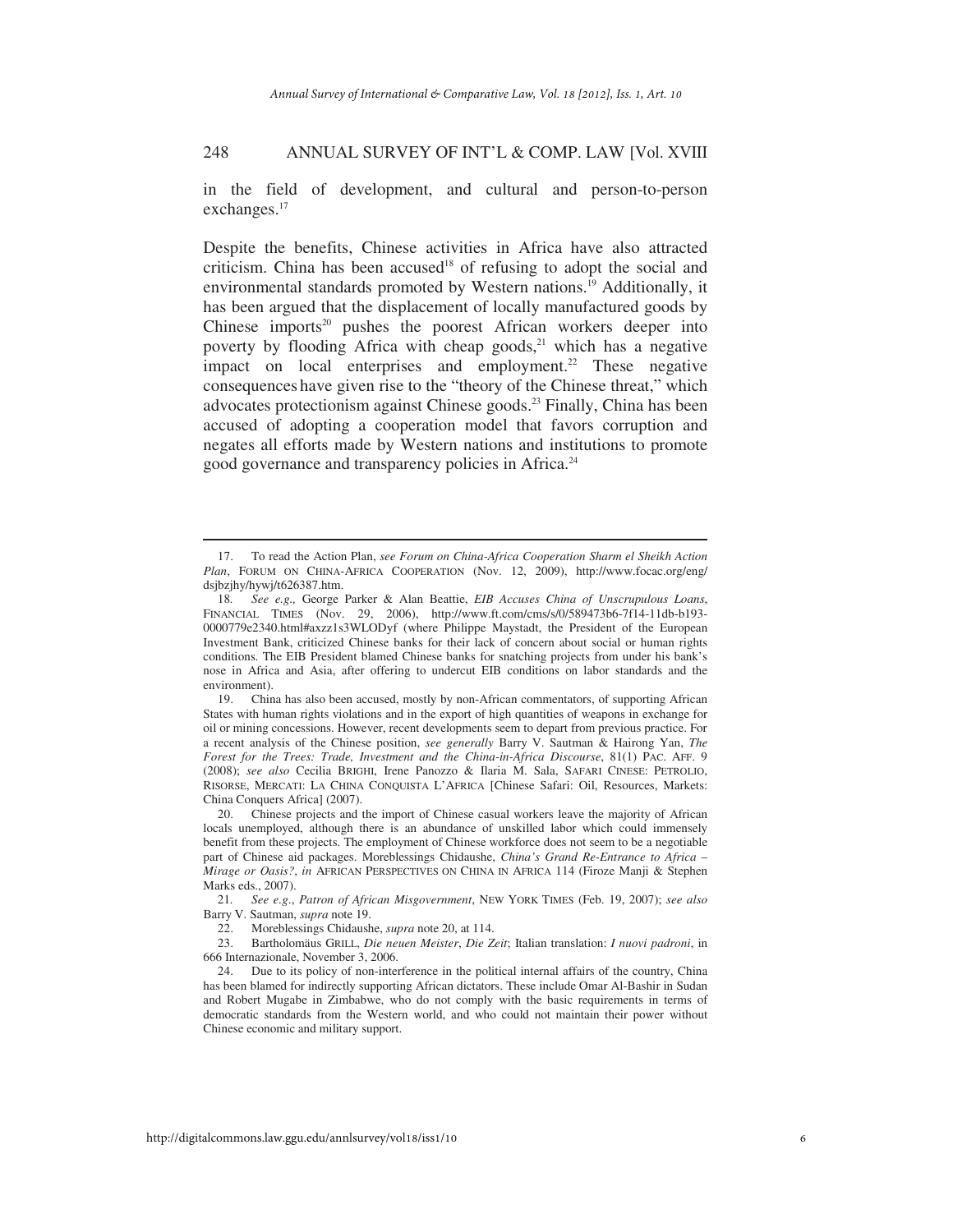in the field of development, and cultural and person-to-person exchanges.[17]

Despite the benefits, Chinese activities in Africa have also attracted criticism. China has been accused[18] of refusing to adopt the social and environmental standards promoted by Western nations.[19] Additionally, it has been argued that the displacement of locally manufactured goods by Chinese imports[20] pushes the poorest African workers deeper into poverty by flooding Africa with cheap goods,[21] which has a negative impact on local enterprises and employment.[22] These negative consequences have given rise to the "theory of the Chinese threat," which advocates protectionism against Chinese goods.[23] Finally, China has been accused of adopting a cooperation model that favors corruption and negates all efforts made by Western nations and institutions to promote good governance and transparency policies in Africa.[24]

---

17. To read the Action Plan, *see Forum on China-Africa Cooperation Sharm el Sheikh Action Plan*, FORUM ON CHINA-AFRICA COOPERATION (Nov. 12, 2009), http://www.focac.org/eng/dsjbzjhy/hywj/t626387.htm.

18. *See e.g.,* George Parker & Alan Beattie, *EIB Accuses China of Unscrupulous Loans*, FINANCIAL TIMES (Nov. 29, 2006), http://www.ft.com/cms/s/0/589473b6-7f14-11db-b193-0000779e2340.html#axzz1s3WLODyf (where Philippe Maystadt, the President of the European Investment Bank, criticized Chinese banks for their lack of concern about social or human rights conditions. The EIB President blamed Chinese banks for snatching projects from under his bank's nose in Africa and Asia, after offering to undercut EIB conditions on labor standards and the environment).

19. China has also been accused, mostly by non-African commentators, of supporting African States with human rights violations and in the export of high quantities of weapons in exchange for oil or mining concessions. However, recent developments seem to depart from previous practice. For a recent analysis of the Chinese position, *see generally* Barry V. Sautman & Hairong Yan, *The Forest for the Trees: Trade, Investment and the China-in-Africa Discourse*, 81(1) PAC. AFF. 9 (2008); *see also* Cecilia BRIGHI, Irene Panozzo & Ilaria M. Sala, SAFARI CINESE: PETROLIO, RISORSE, MERCATI: LA CHINA CONQUISTA L'AFRICA [Chinese Safari: Oil, Resources, Markets: China Conquers Africa] (2007).

20. Chinese projects and the import of Chinese casual workers leave the majority of African locals unemployed, although there is an abundance of unskilled labor which could immensely benefit from these projects. The employment of Chinese workforce does not seem to be a negotiable part of Chinese aid packages. Moreblessings Chidaushe, *China's Grand Re-Entrance to Africa – Mirage or Oasis?*, *in* AFRICAN PERSPECTIVES ON CHINA IN AFRICA 114 (Firoze Manji & Stephen Marks eds., 2007).

21. *See e.g.*, *Patron of African Misgovernment*, NEW YORK TIMES (Feb. 19, 2007); *see also* Barry V. Sautman, *supra* note 19.

22. Moreblessings Chidaushe, *supra* note 20, at 114.

23. Bartholomäus GRILL, *Die neuen Meister*, *Die Zeit*; Italian translation: *I nuovi padroni*, in 666 Internazionale, November 3, 2006.

24. Due to its policy of non-interference in the political internal affairs of the country, China has been blamed for indirectly supporting African dictators. These include Omar Al-Bashir in Sudan and Robert Mugabe in Zimbabwe, who do not comply with the basic requirements in terms of democratic standards from the Western world, and who could not maintain their power without Chinese economic and military support.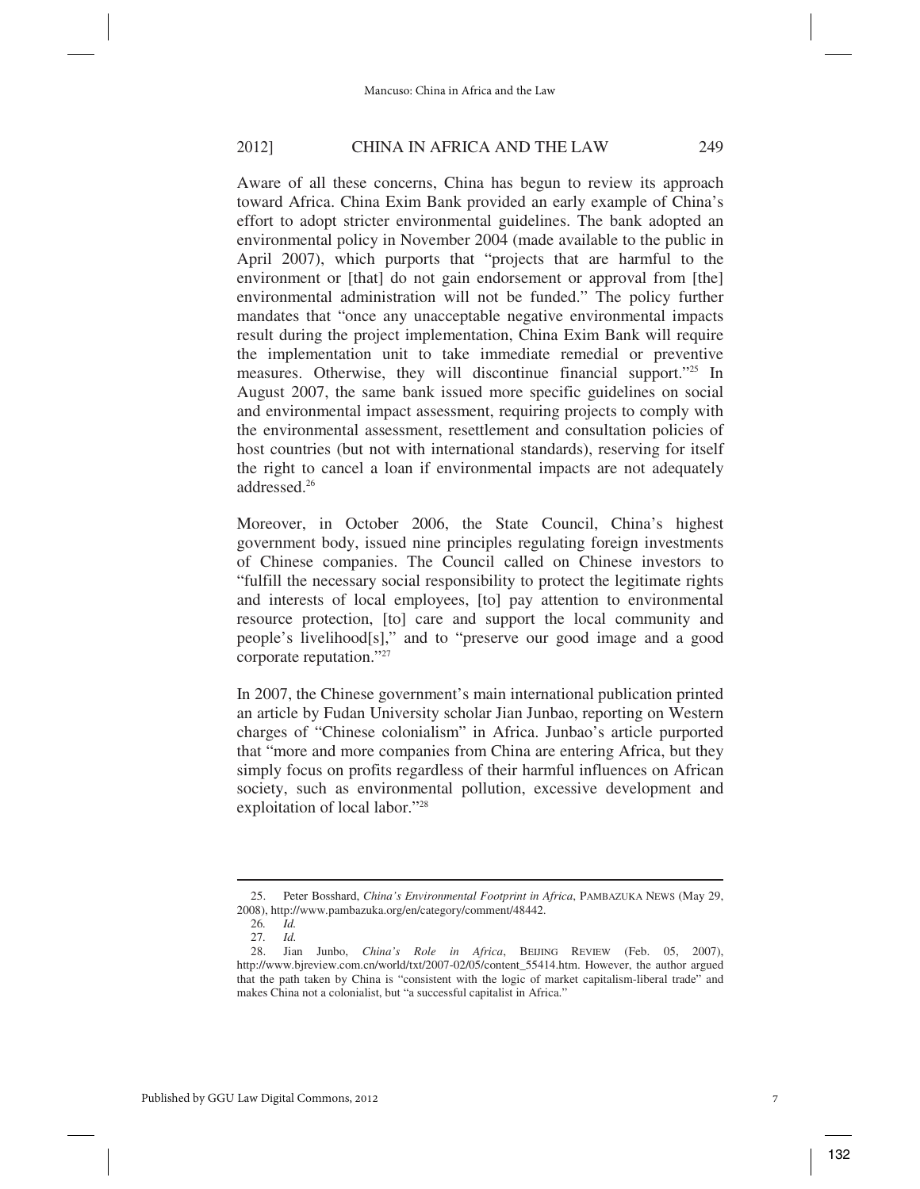Aware of all these concerns, China has begun to review its approach toward Africa. China Exim Bank provided an early example of China's effort to adopt stricter environmental guidelines. The bank adopted an environmental policy in November 2004 (made available to the public in April 2007), which purports that "projects that are harmful to the environment or [that] do not gain endorsement or approval from [the] environmental administration will not be funded." The policy further mandates that "once any unacceptable negative environmental impacts result during the project implementation, China Exim Bank will require the implementation unit to take immediate remedial or preventive measures. Otherwise, they will discontinue financial support."[25] In August 2007, the same bank issued more specific guidelines on social and environmental impact assessment, requiring projects to comply with the environmental assessment, resettlement and consultation policies of host countries (but not with international standards), reserving for itself the right to cancel a loan if environmental impacts are not adequately addressed.[26]

Moreover, in October 2006, the State Council, China's highest government body, issued nine principles regulating foreign investments of Chinese companies. The Council called on Chinese investors to "fulfill the necessary social responsibility to protect the legitimate rights and interests of local employees, [to] pay attention to environmental resource protection, [to] care and support the local community and people's livelihood[s]," and to "preserve our good image and a good corporate reputation."[27]

In 2007, the Chinese government's main international publication printed an article by Fudan University scholar Jian Junbao, reporting on Western charges of "Chinese colonialism" in Africa. Junbao's article purported that "more and more companies from China are entering Africa, but they simply focus on profits regardless of their harmful influences on African society, such as environmental pollution, excessive development and exploitation of local labor."[28]

---

25. Peter Bosshard, *China's Environmental Footprint in Africa*, PAMBAZUKA NEWS (May 29, 2008), http://www.pambazuka.org/en/category/comment/48442.

26. *Id.*

27. *Id.*

28. Jian Junbo, *China's Role in Africa*, BEIJING REVIEW (Feb. 05, 2007), http://www.bjreview.com.cn/world/txt/2007-02/05/content_55414.htm. However, the author argued that the path taken by China is "consistent with the logic of market capitalism-liberal trade" and makes China not a colonialist, but "a successful capitalist in Africa."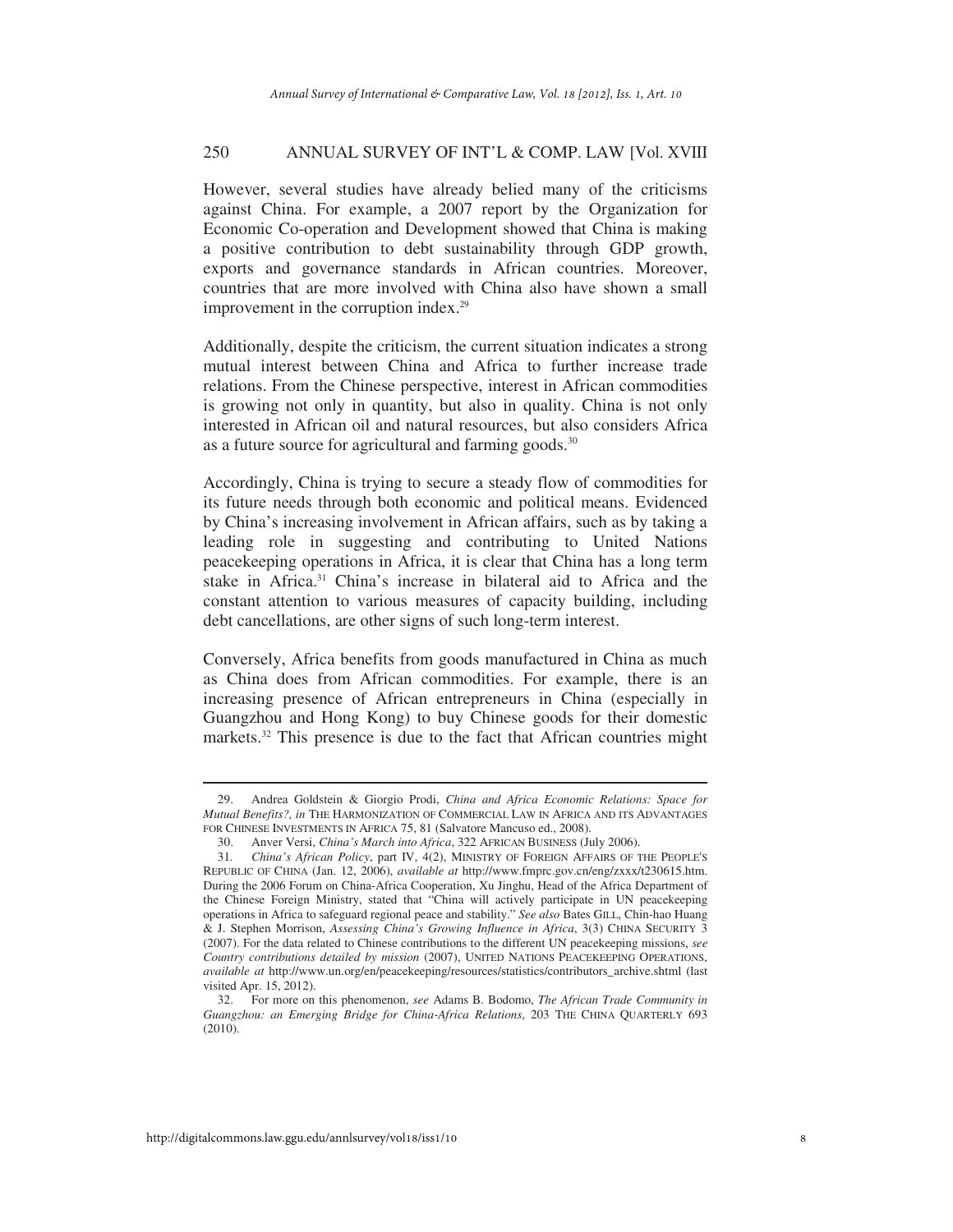However, several studies have already belied many of the criticisms against China. For example, a 2007 report by the Organization for Economic Co-operation and Development showed that China is making a positive contribution to debt sustainability through GDP growth, exports and governance standards in African countries. Moreover, countries that are more involved with China also have shown a small improvement in the corruption index.[29]

Additionally, despite the criticism, the current situation indicates a strong mutual interest between China and Africa to further increase trade relations. From the Chinese perspective, interest in African commodities is growing not only in quantity, but also in quality. China is not only interested in African oil and natural resources, but also considers Africa as a future source for agricultural and farming goods.[30]

Accordingly, China is trying to secure a steady flow of commodities for its future needs through both economic and political means. Evidenced by China's increasing involvement in African affairs, such as by taking a leading role in suggesting and contributing to United Nations peacekeeping operations in Africa, it is clear that China has a long term stake in Africa.[31] China's increase in bilateral aid to Africa and the constant attention to various measures of capacity building, including debt cancellations, are other signs of such long-term interest.

Conversely, Africa benefits from goods manufactured in China as much as China does from African commodities. For example, there is an increasing presence of African entrepreneurs in China (especially in Guangzhou and Hong Kong) to buy Chinese goods for their domestic markets.[32] This presence is due to the fact that African countries might

---

29. Andrea Goldstein & Giorgio Prodi, *China and Africa Economic Relations: Space for Mutual Benefits?, in* THE HARMONIZATION OF COMMERCIAL LAW IN AFRICA AND ITS ADVANTAGES FOR CHINESE INVESTMENTS IN AFRICA 75, 81 (Salvatore Mancuso ed., 2008).

30. Anver Versi, *China's March into Africa*, 322 AFRICAN BUSINESS (July 2006).

31. *China's African Policy*, part IV, 4(2), MINISTRY OF FOREIGN AFFAIRS OF THE PEOPLE'S REPUBLIC OF CHINA (Jan. 12, 2006), *available at* http://www.fmprc.gov.cn/eng/zxxx/t230615.htm. During the 2006 Forum on China-Africa Cooperation, Xu Jinghu, Head of the Africa Department of the Chinese Foreign Ministry, stated that "China will actively participate in UN peacekeeping operations in Africa to safeguard regional peace and stability." *See also* Bates GILL, Chin-hao Huang & J. Stephen Morrison, *Assessing China's Growing Influence in Africa*, 3(3) CHINA SECURITY 3 (2007). For the data related to Chinese contributions to the different UN peacekeeping missions, *see Country contributions detailed by mission* (2007), UNITED NATIONS PEACEKEEPING OPERATIONS, *available at* http://www.un.org/en/peacekeeping/resources/statistics/contributors_archive.shtml (last visited Apr. 15, 2012).

32. For more on this phenomenon, *see* Adams B. Bodomo, *The African Trade Community in Guangzhou: an Emerging Bridge for China-Africa Relations*, 203 THE CHINA QUARTERLY 693 (2010).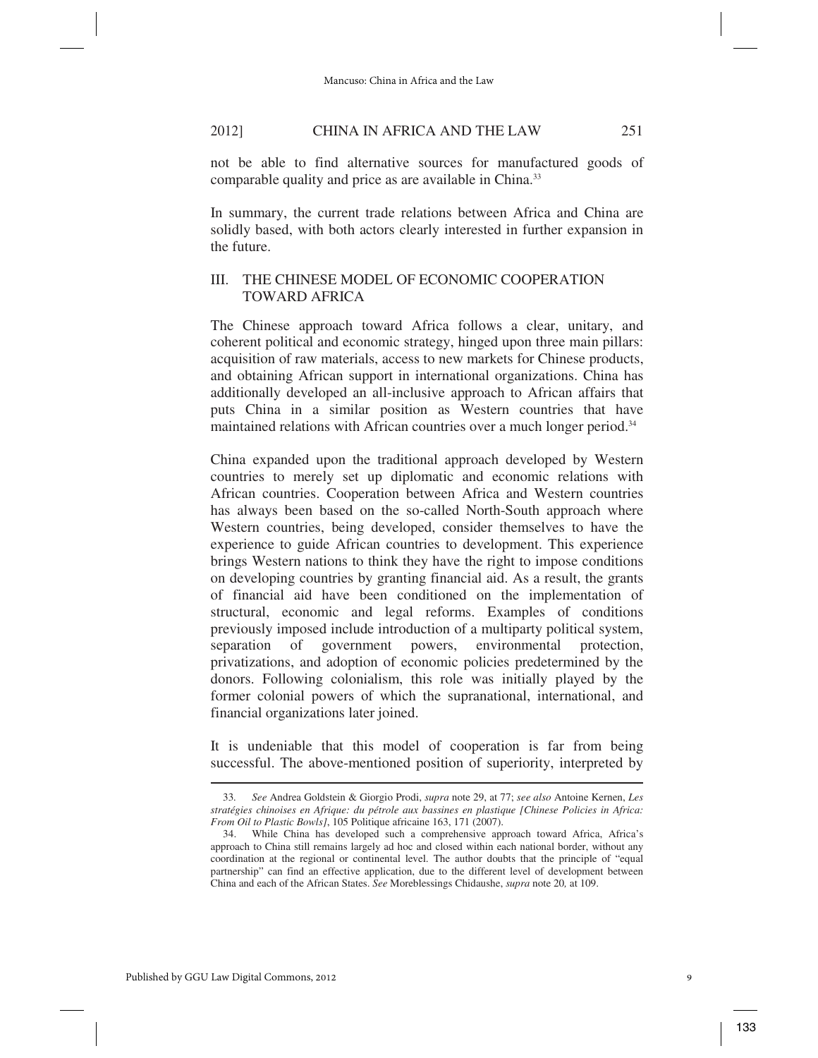not be able to find alternative sources for manufactured goods of comparable quality and price as are available in China.[33]

In summary, the current trade relations between Africa and China are solidly based, with both actors clearly interested in further expansion in the future.

## III. THE CHINESE MODEL OF ECONOMIC COOPERATION TOWARD AFRICA

The Chinese approach toward Africa follows a clear, unitary, and coherent political and economic strategy, hinged upon three main pillars: acquisition of raw materials, access to new markets for Chinese products, and obtaining African support in international organizations. China has additionally developed an all-inclusive approach to African affairs that puts China in a similar position as Western countries that have maintained relations with African countries over a much longer period.[34]

China expanded upon the traditional approach developed by Western countries to merely set up diplomatic and economic relations with African countries. Cooperation between Africa and Western countries has always been based on the so-called North-South approach where Western countries, being developed, consider themselves to have the experience to guide African countries to development. This experience brings Western nations to think they have the right to impose conditions on developing countries by granting financial aid. As a result, the grants of financial aid have been conditioned on the implementation of structural, economic and legal reforms. Examples of conditions previously imposed include introduction of a multiparty political system, separation of government powers, environmental protection, privatizations, and adoption of economic policies predetermined by the donors. Following colonialism, this role was initially played by the former colonial powers of which the supranational, international, and financial organizations later joined.

It is undeniable that this model of cooperation is far from being successful. The above-mentioned position of superiority, interpreted by

---

33. *See* Andrea Goldstein & Giorgio Prodi, *supra* note 29, at 77; *see also* Antoine Kernen, *Les stratégies chinoises en Afrique: du pétrole aux bassines en plastique [Chinese Policies in Africa: From Oil to Plastic Bowls]*, 105 Politique africaine 163, 171 (2007).

34. While China has developed such a comprehensive approach toward Africa, Africa's approach to China still remains largely ad hoc and closed within each national border, without any coordination at the regional or continental level. The author doubts that the principle of "equal partnership" can find an effective application, due to the different level of development between China and each of the African States. *See* Moreblessings Chidaushe, *supra* note 20*,* at 109.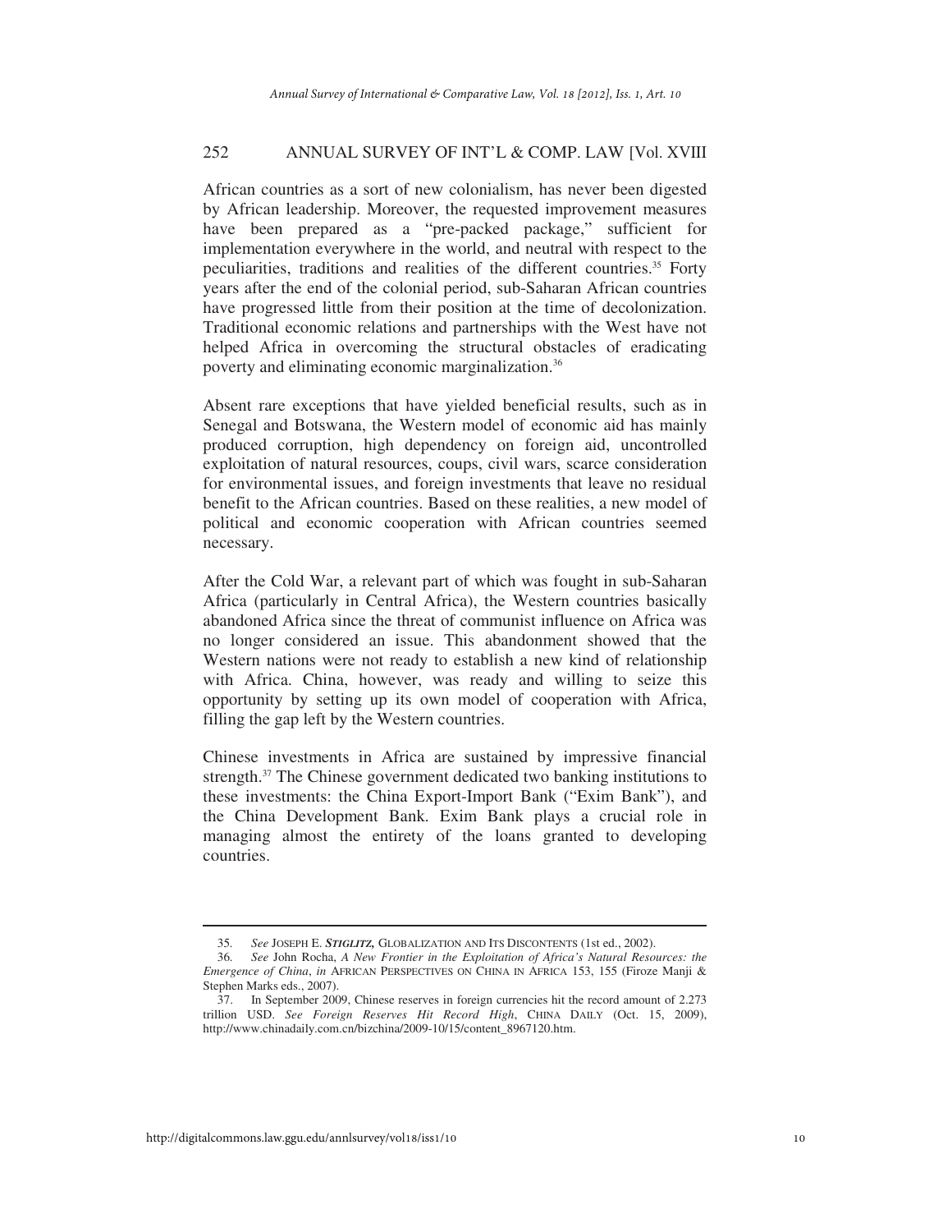African countries as a sort of new colonialism, has never been digested by African leadership. Moreover, the requested improvement measures have been prepared as a "pre-packed package," sufficient for implementation everywhere in the world, and neutral with respect to the peculiarities, traditions and realities of the different countries.[35] Forty years after the end of the colonial period, sub-Saharan African countries have progressed little from their position at the time of decolonization. Traditional economic relations and partnerships with the West have not helped Africa in overcoming the structural obstacles of eradicating poverty and eliminating economic marginalization.[36]

Absent rare exceptions that have yielded beneficial results, such as in Senegal and Botswana, the Western model of economic aid has mainly produced corruption, high dependency on foreign aid, uncontrolled exploitation of natural resources, coups, civil wars, scarce consideration for environmental issues, and foreign investments that leave no residual benefit to the African countries. Based on these realities, a new model of political and economic cooperation with African countries seemed necessary.

After the Cold War, a relevant part of which was fought in sub-Saharan Africa (particularly in Central Africa), the Western countries basically abandoned Africa since the threat of communist influence on Africa was no longer considered an issue. This abandonment showed that the Western nations were not ready to establish a new kind of relationship with Africa. China, however, was ready and willing to seize this opportunity by setting up its own model of cooperation with Africa, filling the gap left by the Western countries.

Chinese investments in Africa are sustained by impressive financial strength.[37] The Chinese government dedicated two banking institutions to these investments: the China Export-Import Bank ("Exim Bank"), and the China Development Bank. Exim Bank plays a crucial role in managing almost the entirety of the loans granted to developing countries.

---

35. *See* JOSEPH E. ***STIGLITZ,*** GLOBALIZATION AND ITS DISCONTENTS (1st ed., 2002).

36. *See* John Rocha, *A New Frontier in the Exploitation of Africa's Natural Resources: the Emergence of China*, *in* AFRICAN PERSPECTIVES ON CHINA IN AFRICA 153, 155 (Firoze Manji & Stephen Marks eds., 2007).

37. In September 2009, Chinese reserves in foreign currencies hit the record amount of 2.273 trillion USD. *See Foreign Reserves Hit Record High*, CHINA DAILY (Oct. 15, 2009), http://www.chinadaily.com.cn/bizchina/2009-10/15/content_8967120.htm.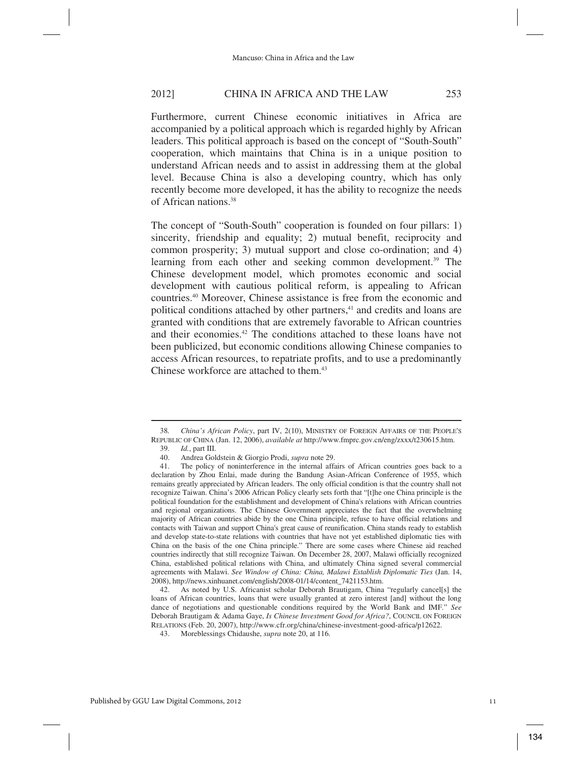Furthermore, current Chinese economic initiatives in Africa are accompanied by a political approach which is regarded highly by African leaders. This political approach is based on the concept of "South-South" cooperation, which maintains that China is in a unique position to understand African needs and to assist in addressing them at the global level. Because China is also a developing country, which has only recently become more developed, it has the ability to recognize the needs of African nations.[38]

The concept of "South-South" cooperation is founded on four pillars: 1) sincerity, friendship and equality; 2) mutual benefit, reciprocity and common prosperity; 3) mutual support and close co-ordination; and 4) learning from each other and seeking common development.[39] The Chinese development model, which promotes economic and social development with cautious political reform, is appealing to African countries.[40] Moreover, Chinese assistance is free from the economic and political conditions attached by other partners,[41] and credits and loans are granted with conditions that are extremely favorable to African countries and their economies.[42] The conditions attached to these loans have not been publicized, but economic conditions allowing Chinese companies to access African resources, to repatriate profits, and to use a predominantly Chinese workforce are attached to them.[43]

---

38. *China's African Policy*, part IV, 2(10), MINISTRY OF FOREIGN AFFAIRS OF THE PEOPLE'S REPUBLIC OF CHINA (Jan. 12, 2006), *available at* http://www.fmprc.gov.cn/eng/zxxx/t230615.htm.

39. *Id.*, part III.

40. Andrea Goldstein & Giorgio Prodi, *supra* note 29.

41. The policy of noninterference in the internal affairs of African countries goes back to a declaration by Zhou Enlai, made during the Bandung Asian-African Conference of 1955, which remains greatly appreciated by African leaders. The only official condition is that the country shall not recognize Taiwan. China's 2006 African Policy clearly sets forth that "[t]he one China principle is the political foundation for the establishment and development of China's relations with African countries and regional organizations. The Chinese Government appreciates the fact that the overwhelming majority of African countries abide by the one China principle, refuse to have official relations and contacts with Taiwan and support China's great cause of reunification. China stands ready to establish and develop state-to-state relations with countries that have not yet established diplomatic ties with China on the basis of the one China principle." There are some cases where Chinese aid reached countries indirectly that still recognize Taiwan. On December 28, 2007, Malawi officially recognized China, established political relations with China, and ultimately China signed several commercial agreements with Malawi. *See Window of China: China, Malawi Establish Diplomatic Ties* (Jan. 14, 2008), http://news.xinhuanet.com/english/2008-01/14/content_7421153.htm.

42. As noted by U.S. Africanist scholar Deborah Brautigam, China "regularly cancel[s] the loans of African countries, loans that were usually granted at zero interest [and] without the long dance of negotiations and questionable conditions required by the World Bank and IMF." *See* Deborah Brautigam & Adama Gaye, *Is Chinese Investment Good for Africa?*, COUNCIL ON FOREIGN RELATIONS (Feb. 20, 2007), http://www.cfr.org/china/chinese-investment-good-africa/p12622.

43. Moreblessings Chidaushe, *supra* note 20, at 116.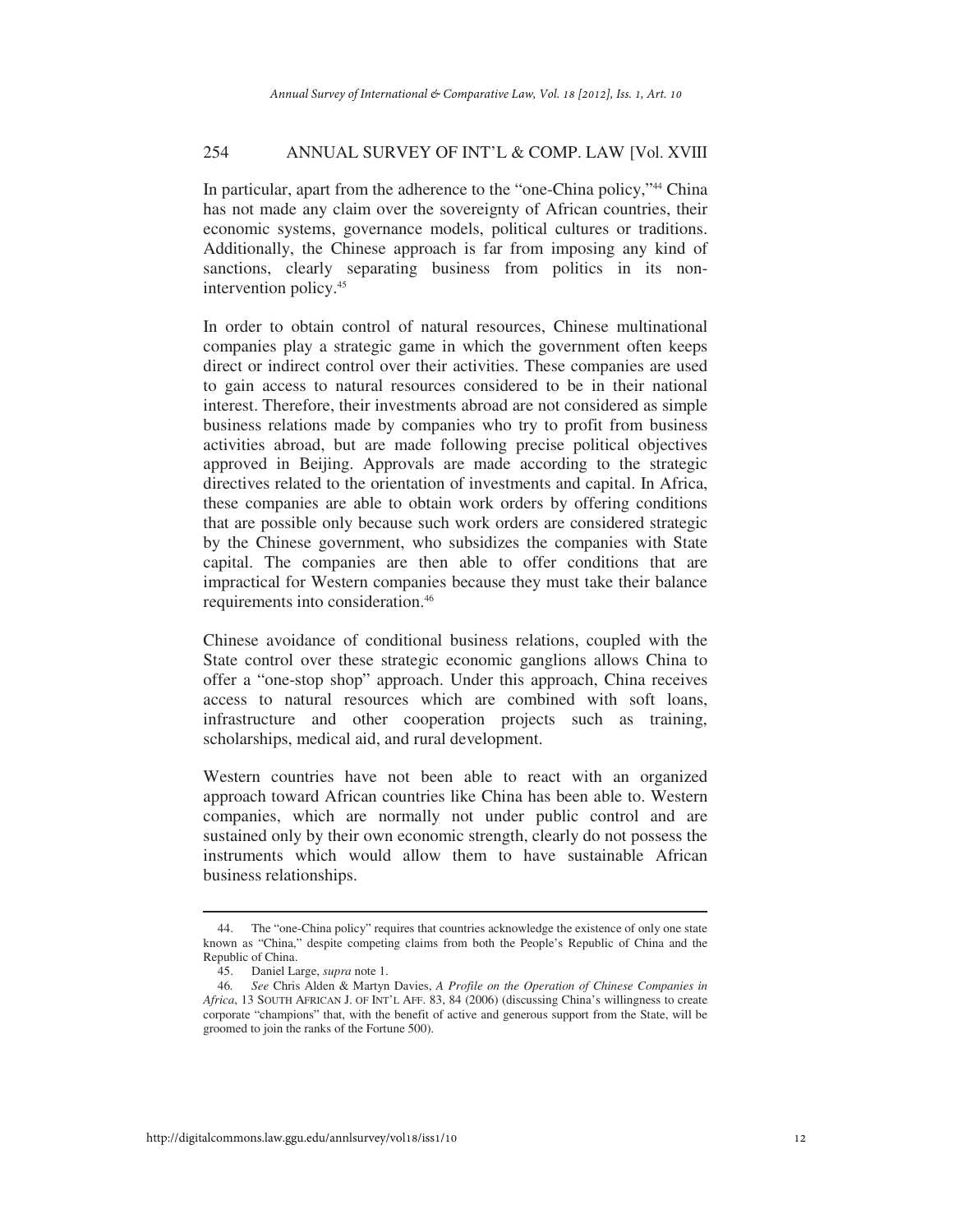In particular, apart from the adherence to the "one-China policy,"[44] China has not made any claim over the sovereignty of African countries, their economic systems, governance models, political cultures or traditions. Additionally, the Chinese approach is far from imposing any kind of sanctions, clearly separating business from politics in its non-intervention policy.[45]

In order to obtain control of natural resources, Chinese multinational companies play a strategic game in which the government often keeps direct or indirect control over their activities. These companies are used to gain access to natural resources considered to be in their national interest. Therefore, their investments abroad are not considered as simple business relations made by companies who try to profit from business activities abroad, but are made following precise political objectives approved in Beijing. Approvals are made according to the strategic directives related to the orientation of investments and capital. In Africa, these companies are able to obtain work orders by offering conditions that are possible only because such work orders are considered strategic by the Chinese government, who subsidizes the companies with State capital. The companies are then able to offer conditions that are impractical for Western companies because they must take their balance requirements into consideration.[46]

Chinese avoidance of conditional business relations, coupled with the State control over these strategic economic ganglions allows China to offer a "one-stop shop" approach. Under this approach, China receives access to natural resources which are combined with soft loans, infrastructure and other cooperation projects such as training, scholarships, medical aid, and rural development.

Western countries have not been able to react with an organized approach toward African countries like China has been able to. Western companies, which are normally not under public control and are sustained only by their own economic strength, clearly do not possess the instruments which would allow them to have sustainable African business relationships.

---

44. The "one-China policy" requires that countries acknowledge the existence of only one state known as "China," despite competing claims from both the People's Republic of China and the Republic of China.

45. Daniel Large, *supra* note 1.

46. *See* Chris Alden & Martyn Davies, *A Profile on the Operation of Chinese Companies in Africa*, 13 SOUTH AFRICAN J. OF INT'L AFF. 83, 84 (2006) (discussing China's willingness to create corporate "champions" that, with the benefit of active and generous support from the State, will be groomed to join the ranks of the Fortune 500).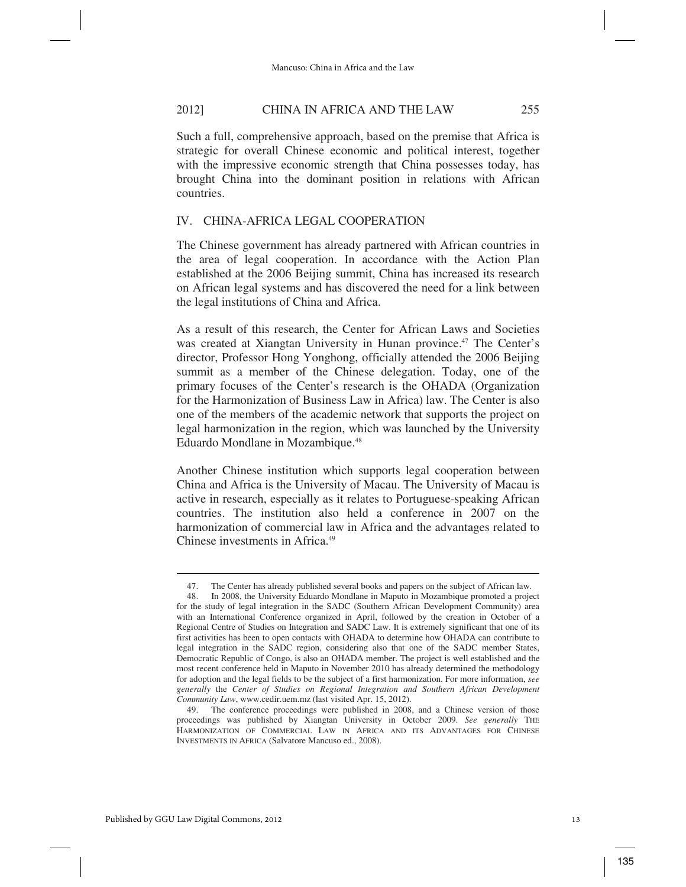Such a full, comprehensive approach, based on the premise that Africa is strategic for overall Chinese economic and political interest, together with the impressive economic strength that China possesses today, has brought China into the dominant position in relations with African countries.

## IV. CHINA-AFRICA LEGAL COOPERATION

The Chinese government has already partnered with African countries in the area of legal cooperation. In accordance with the Action Plan established at the 2006 Beijing summit, China has increased its research on African legal systems and has discovered the need for a link between the legal institutions of China and Africa.

As a result of this research, the Center for African Laws and Societies was created at Xiangtan University in Hunan province.[47] The Center's director, Professor Hong Yonghong, officially attended the 2006 Beijing summit as a member of the Chinese delegation. Today, one of the primary focuses of the Center's research is the OHADA (Organization for the Harmonization of Business Law in Africa) law. The Center is also one of the members of the academic network that supports the project on legal harmonization in the region, which was launched by the University Eduardo Mondlane in Mozambique.[48]

Another Chinese institution which supports legal cooperation between China and Africa is the University of Macau. The University of Macau is active in research, especially as it relates to Portuguese-speaking African countries. The institution also held a conference in 2007 on the harmonization of commercial law in Africa and the advantages related to Chinese investments in Africa.[49]

---

47. The Center has already published several books and papers on the subject of African law.

48. In 2008, the University Eduardo Mondlane in Maputo in Mozambique promoted a project for the study of legal integration in the SADC (Southern African Development Community) area with an International Conference organized in April, followed by the creation in October of a Regional Centre of Studies on Integration and SADC Law. It is extremely significant that one of its first activities has been to open contacts with OHADA to determine how OHADA can contribute to legal integration in the SADC region, considering also that one of the SADC member States, Democratic Republic of Congo, is also an OHADA member. The project is well established and the most recent conference held in Maputo in November 2010 has already determined the methodology for adoption and the legal fields to be the subject of a first harmonization. For more information, *see generally* the *Center of Studies on Regional Integration and Southern African Development Community Law*, www.cedir.uem.mz (last visited Apr. 15, 2012).

49. The conference proceedings were published in 2008, and a Chinese version of those proceedings was published by Xiangtan University in October 2009. *See generally* THE HARMONIZATION OF COMMERCIAL LAW IN AFRICA AND ITS ADVANTAGES FOR CHINESE INVESTMENTS IN AFRICA (Salvatore Mancuso ed., 2008).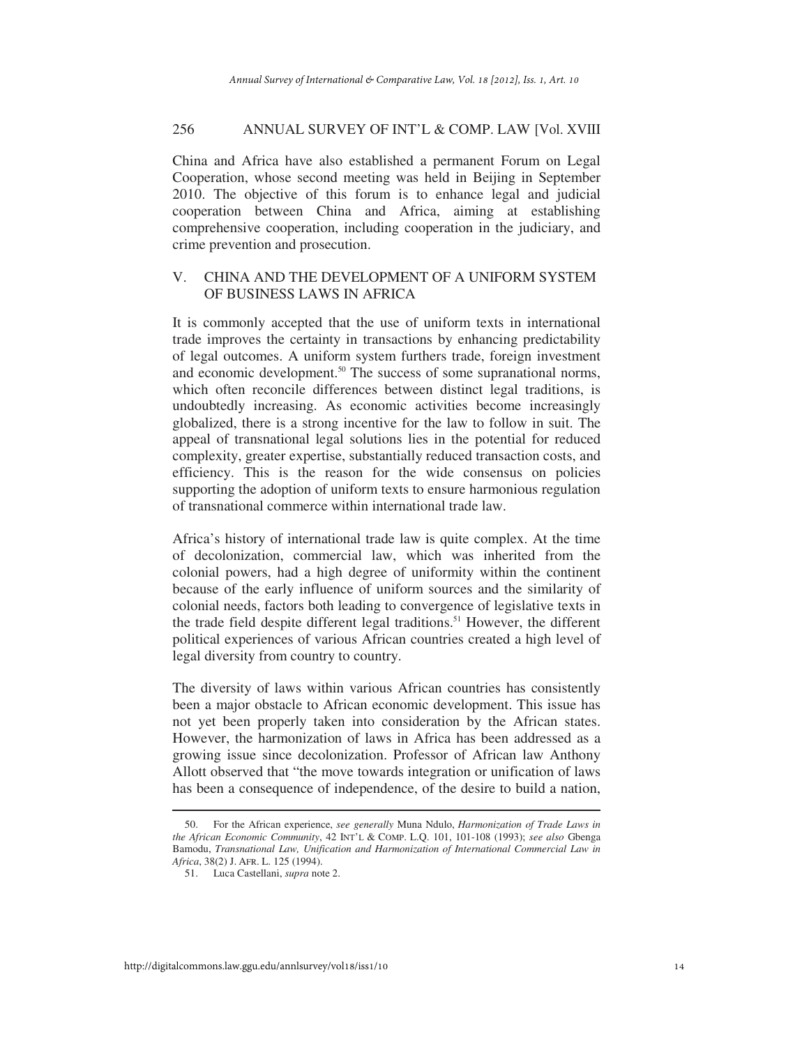China and Africa have also established a permanent Forum on Legal Cooperation, whose second meeting was held in Beijing in September 2010. The objective of this forum is to enhance legal and judicial cooperation between China and Africa, aiming at establishing comprehensive cooperation, including cooperation in the judiciary, and crime prevention and prosecution.

## V. CHINA AND THE DEVELOPMENT OF A UNIFORM SYSTEM OF BUSINESS LAWS IN AFRICA

It is commonly accepted that the use of uniform texts in international trade improves the certainty in transactions by enhancing predictability of legal outcomes. A uniform system furthers trade, foreign investment and economic development.[50] The success of some supranational norms, which often reconcile differences between distinct legal traditions, is undoubtedly increasing. As economic activities become increasingly globalized, there is a strong incentive for the law to follow in suit. The appeal of transnational legal solutions lies in the potential for reduced complexity, greater expertise, substantially reduced transaction costs, and efficiency. This is the reason for the wide consensus on policies supporting the adoption of uniform texts to ensure harmonious regulation of transnational commerce within international trade law.

Africa's history of international trade law is quite complex. At the time of decolonization, commercial law, which was inherited from the colonial powers, had a high degree of uniformity within the continent because of the early influence of uniform sources and the similarity of colonial needs, factors both leading to convergence of legislative texts in the trade field despite different legal traditions.[51] However, the different political experiences of various African countries created a high level of legal diversity from country to country.

The diversity of laws within various African countries has consistently been a major obstacle to African economic development. This issue has not yet been properly taken into consideration by the African states. However, the harmonization of laws in Africa has been addressed as a growing issue since decolonization. Professor of African law Anthony Allott observed that "the move towards integration or unification of laws has been a consequence of independence, of the desire to build a nation,

---

50. For the African experience, *see generally* Muna Ndulo, *Harmonization of Trade Laws in the African Economic Community*, 42 INT'L & COMP. L.Q. 101, 101-108 (1993); *see also* Gbenga Bamodu, *Transnational Law, Unification and Harmonization of International Commercial Law in Africa*, 38(2) J. AFR. L. 125 (1994).

51. Luca Castellani, *supra* note 2.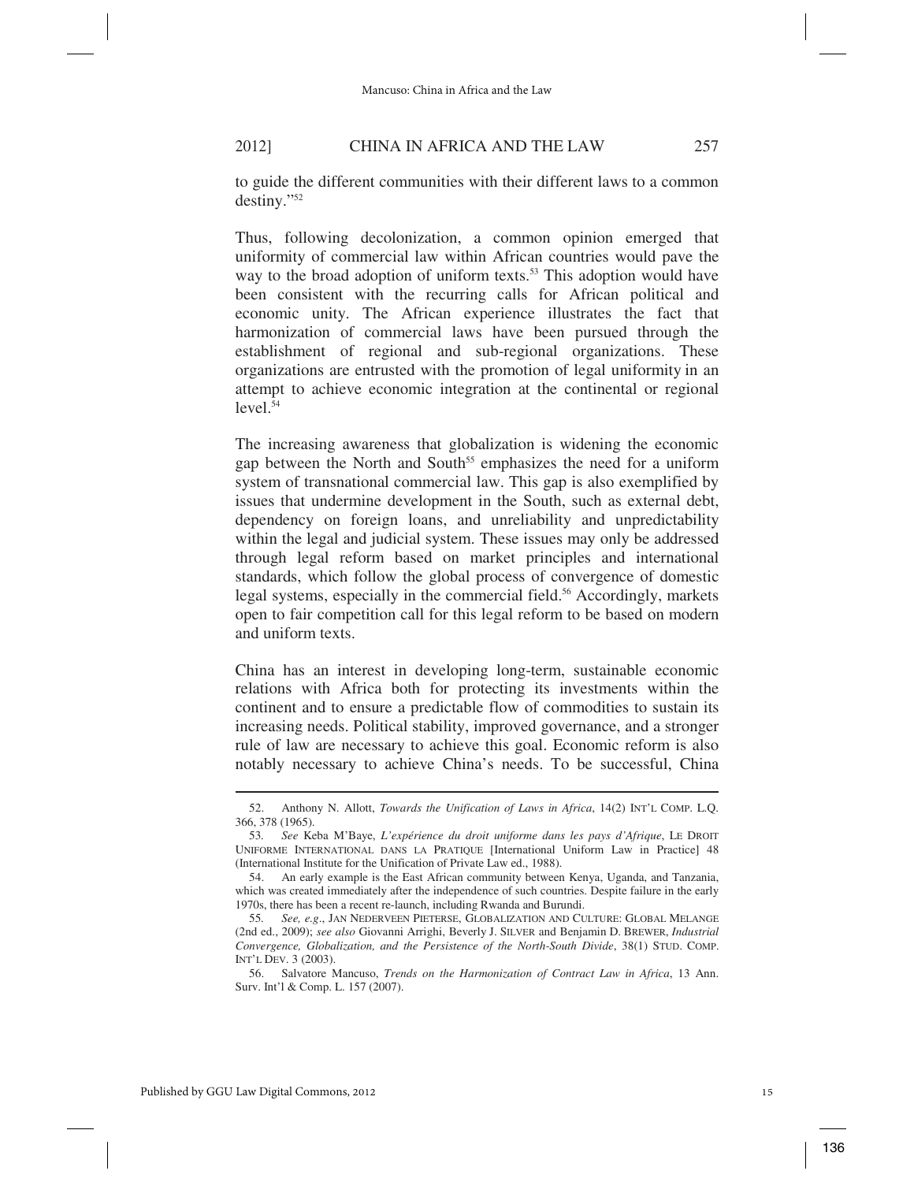to guide the different communities with their different laws to a common destiny."[52]

Thus, following decolonization, a common opinion emerged that uniformity of commercial law within African countries would pave the way to the broad adoption of uniform texts.[53] This adoption would have been consistent with the recurring calls for African political and economic unity. The African experience illustrates the fact that harmonization of commercial laws have been pursued through the establishment of regional and sub-regional organizations. These organizations are entrusted with the promotion of legal uniformity in an attempt to achieve economic integration at the continental or regional level.[54]

The increasing awareness that globalization is widening the economic gap between the North and South[55] emphasizes the need for a uniform system of transnational commercial law. This gap is also exemplified by issues that undermine development in the South, such as external debt, dependency on foreign loans, and unreliability and unpredictability within the legal and judicial system. These issues may only be addressed through legal reform based on market principles and international standards, which follow the global process of convergence of domestic legal systems, especially in the commercial field.[56] Accordingly, markets open to fair competition call for this legal reform to be based on modern and uniform texts.

China has an interest in developing long-term, sustainable economic relations with Africa both for protecting its investments within the continent and to ensure a predictable flow of commodities to sustain its increasing needs. Political stability, improved governance, and a stronger rule of law are necessary to achieve this goal. Economic reform is also notably necessary to achieve China's needs. To be successful, China

---

52. Anthony N. Allott, *Towards the Unification of Laws in Africa*, 14(2) INT'L COMP. L.Q. 366, 378 (1965).

53. *See* Keba M'Baye, *L'expérience du droit uniforme dans les pays d'Afrique*, LE DROIT UNIFORME INTERNATIONAL DANS LA PRATIQUE [International Uniform Law in Practice] 48 (International Institute for the Unification of Private Law ed., 1988).

54. An early example is the East African community between Kenya, Uganda, and Tanzania, which was created immediately after the independence of such countries. Despite failure in the early 1970s, there has been a recent re-launch, including Rwanda and Burundi.

55. *See, e.g.*, JAN NEDERVEEN PIETERSE, GLOBALIZATION AND CULTURE: GLOBAL MELANGE (2nd ed., 2009); *see also* Giovanni Arrighi, Beverly J. SILVER and Benjamin D. BREWER, *Industrial Convergence, Globalization, and the Persistence of the North-South Divide*, 38(1) STUD. COMP. INT'L DEV. 3 (2003).

56. Salvatore Mancuso, *Trends on the Harmonization of Contract Law in Africa*, 13 Ann. Surv. Int'l & Comp. L. 157 (2007).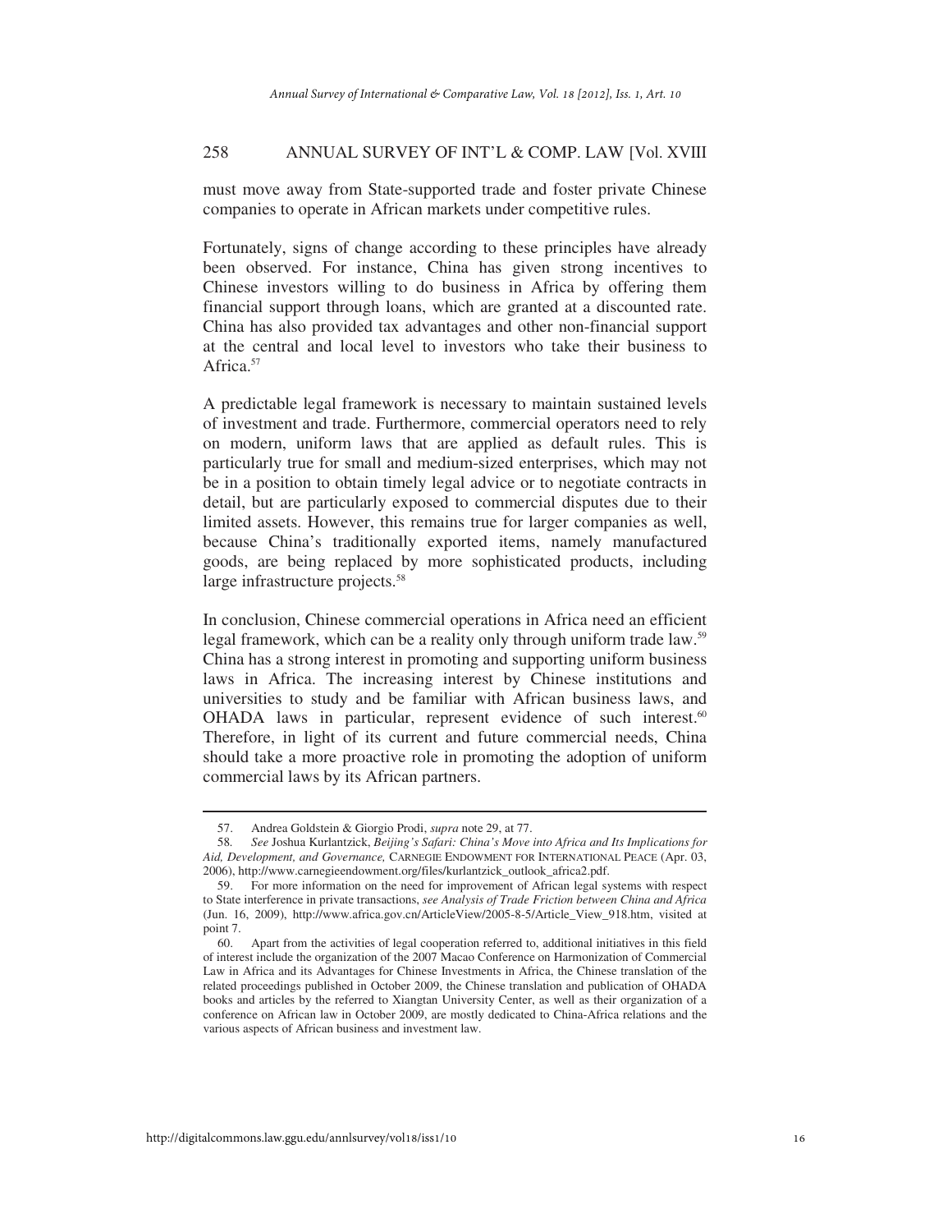must move away from State-supported trade and foster private Chinese companies to operate in African markets under competitive rules.

Fortunately, signs of change according to these principles have already been observed. For instance, China has given strong incentives to Chinese investors willing to do business in Africa by offering them financial support through loans, which are granted at a discounted rate. China has also provided tax advantages and other non-financial support at the central and local level to investors who take their business to Africa.[57]

A predictable legal framework is necessary to maintain sustained levels of investment and trade. Furthermore, commercial operators need to rely on modern, uniform laws that are applied as default rules. This is particularly true for small and medium-sized enterprises, which may not be in a position to obtain timely legal advice or to negotiate contracts in detail, but are particularly exposed to commercial disputes due to their limited assets. However, this remains true for larger companies as well, because China's traditionally exported items, namely manufactured goods, are being replaced by more sophisticated products, including large infrastructure projects.[58]

In conclusion, Chinese commercial operations in Africa need an efficient legal framework, which can be a reality only through uniform trade law.[59] China has a strong interest in promoting and supporting uniform business laws in Africa. The increasing interest by Chinese institutions and universities to study and be familiar with African business laws, and OHADA laws in particular, represent evidence of such interest.[60] Therefore, in light of its current and future commercial needs, China should take a more proactive role in promoting the adoption of uniform commercial laws by its African partners.

---

57. Andrea Goldstein & Giorgio Prodi, *supra* note 29, at 77.

58. *See* Joshua Kurlantzick, *Beijing's Safari: China's Move into Africa and Its Implications for Aid, Development, and Governance,* CARNEGIE ENDOWMENT FOR INTERNATIONAL PEACE (Apr. 03, 2006), http://www.carnegieendowment.org/files/kurlantzick_outlook_africa2.pdf.

59. For more information on the need for improvement of African legal systems with respect to State interference in private transactions, *see Analysis of Trade Friction between China and Africa* (Jun. 16, 2009), http://www.africa.gov.cn/ArticleView/2005-8-5/Article_View_918.htm, visited at point 7.

60. Apart from the activities of legal cooperation referred to, additional initiatives in this field of interest include the organization of the 2007 Macao Conference on Harmonization of Commercial Law in Africa and its Advantages for Chinese Investments in Africa, the Chinese translation of the related proceedings published in October 2009, the Chinese translation and publication of OHADA books and articles by the referred to Xiangtan University Center, as well as their organization of a conference on African law in October 2009, are mostly dedicated to China-Africa relations and the various aspects of African business and investment law.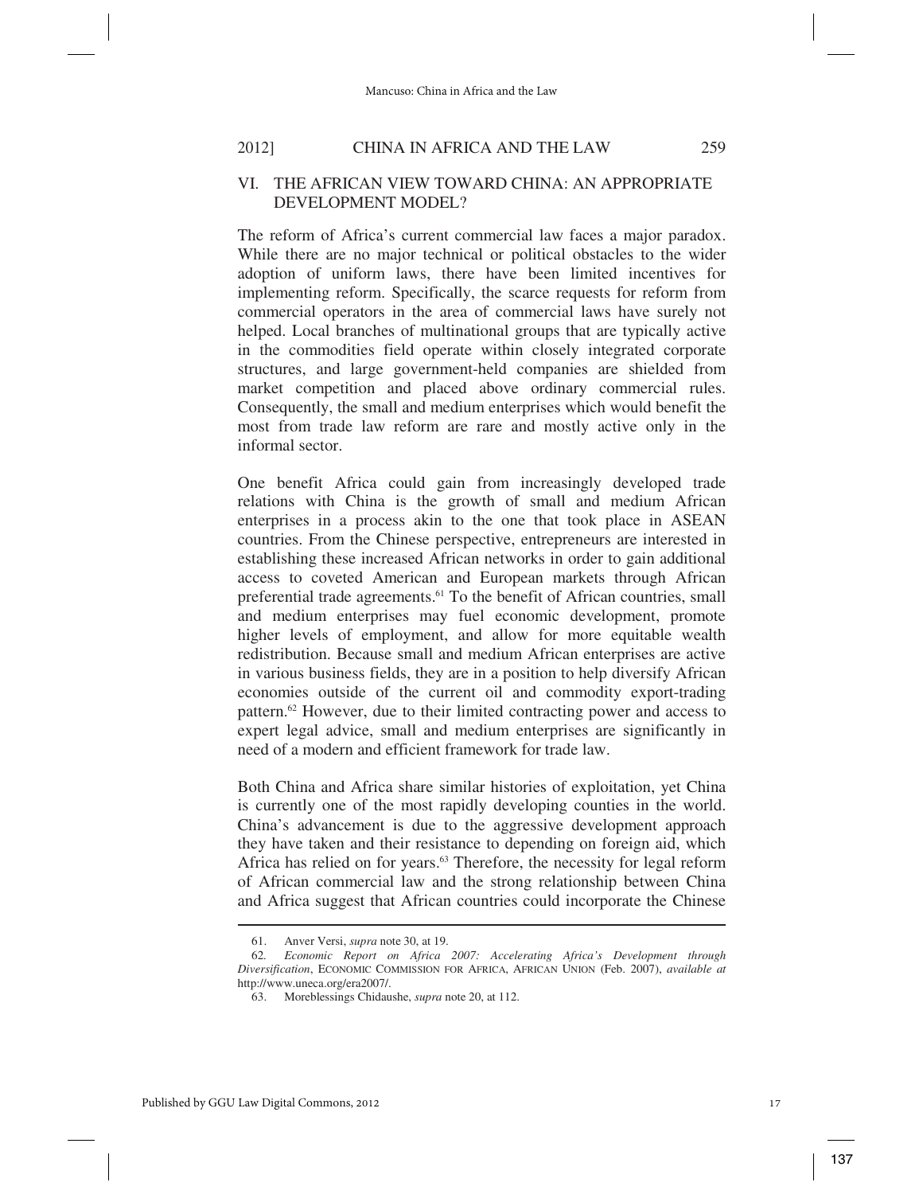## VI. THE AFRICAN VIEW TOWARD CHINA: AN APPROPRIATE DEVELOPMENT MODEL?

The reform of Africa's current commercial law faces a major paradox. While there are no major technical or political obstacles to the wider adoption of uniform laws, there have been limited incentives for implementing reform. Specifically, the scarce requests for reform from commercial operators in the area of commercial laws have surely not helped. Local branches of multinational groups that are typically active in the commodities field operate within closely integrated corporate structures, and large government-held companies are shielded from market competition and placed above ordinary commercial rules. Consequently, the small and medium enterprises which would benefit the most from trade law reform are rare and mostly active only in the informal sector.

One benefit Africa could gain from increasingly developed trade relations with China is the growth of small and medium African enterprises in a process akin to the one that took place in ASEAN countries. From the Chinese perspective, entrepreneurs are interested in establishing these increased African networks in order to gain additional access to coveted American and European markets through African preferential trade agreements.[61] To the benefit of African countries, small and medium enterprises may fuel economic development, promote higher levels of employment, and allow for more equitable wealth redistribution. Because small and medium African enterprises are active in various business fields, they are in a position to help diversify African economies outside of the current oil and commodity export-trading pattern.[62] However, due to their limited contracting power and access to expert legal advice, small and medium enterprises are significantly in need of a modern and efficient framework for trade law.

Both China and Africa share similar histories of exploitation, yet China is currently one of the most rapidly developing counties in the world. China's advancement is due to the aggressive development approach they have taken and their resistance to depending on foreign aid, which Africa has relied on for years.[63] Therefore, the necessity for legal reform of African commercial law and the strong relationship between China and Africa suggest that African countries could incorporate the Chinese

---

61. Anver Versi, *supra* note 30, at 19.

62. *Economic Report on Africa 2007: Accelerating Africa's Development through Diversification*, ECONOMIC COMMISSION FOR AFRICA, AFRICAN UNION (Feb. 2007), *available at* http://www.uneca.org/era2007/.

63. Moreblessings Chidaushe, *supra* note 20, at 112.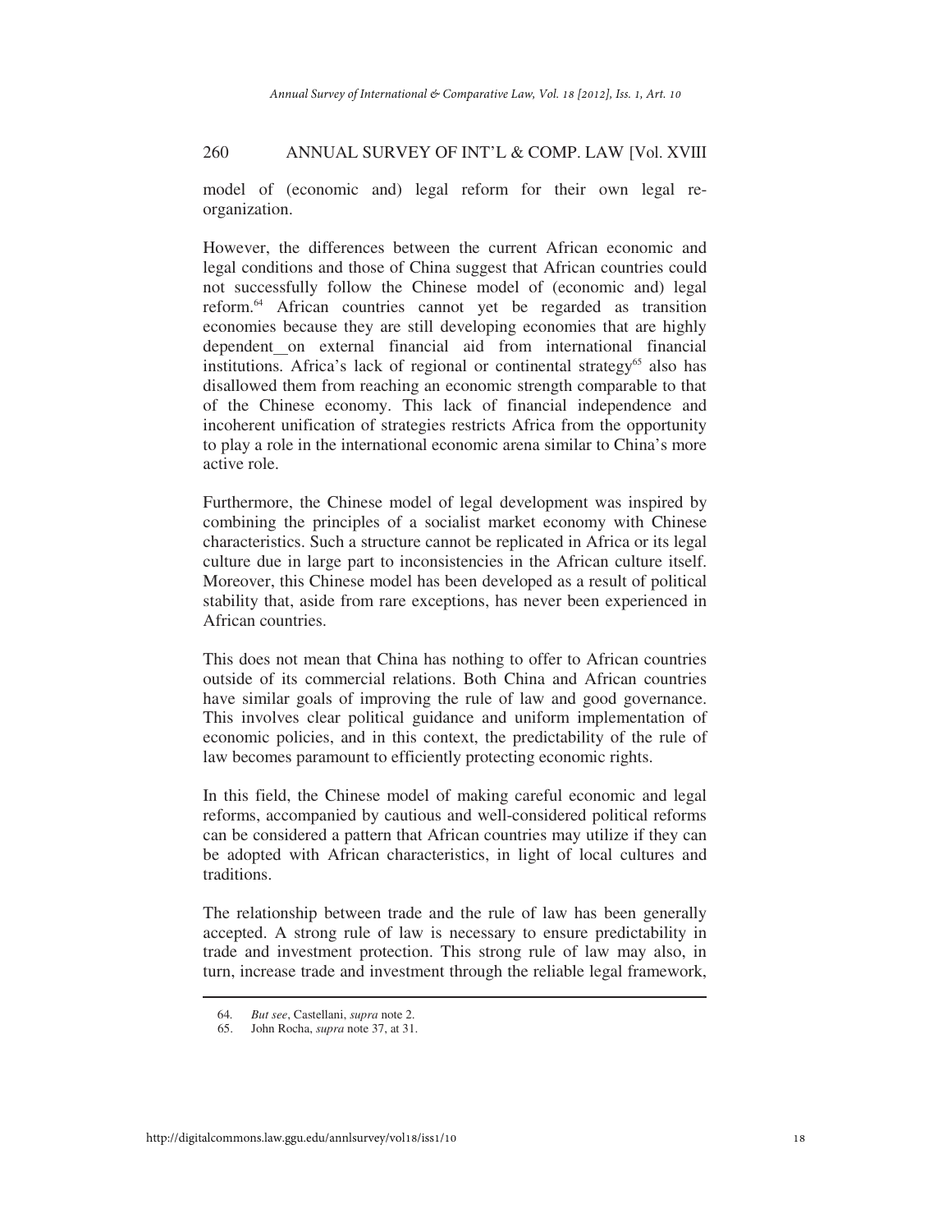model of (economic and) legal reform for their own legal re-organization.

However, the differences between the current African economic and legal conditions and those of China suggest that African countries could not successfully follow the Chinese model of (economic and) legal reform.[64] African countries cannot yet be regarded as transition economies because they are still developing economies that are highly dependent on external financial aid from international financial institutions. Africa's lack of regional or continental strategy[65] also has disallowed them from reaching an economic strength comparable to that of the Chinese economy. This lack of financial independence and incoherent unification of strategies restricts Africa from the opportunity to play a role in the international economic arena similar to China's more active role.

Furthermore, the Chinese model of legal development was inspired by combining the principles of a socialist market economy with Chinese characteristics. Such a structure cannot be replicated in Africa or its legal culture due in large part to inconsistencies in the African culture itself. Moreover, this Chinese model has been developed as a result of political stability that, aside from rare exceptions, has never been experienced in African countries.

This does not mean that China has nothing to offer to African countries outside of its commercial relations. Both China and African countries have similar goals of improving the rule of law and good governance. This involves clear political guidance and uniform implementation of economic policies, and in this context, the predictability of the rule of law becomes paramount to efficiently protecting economic rights.

In this field, the Chinese model of making careful economic and legal reforms, accompanied by cautious and well-considered political reforms can be considered a pattern that African countries may utilize if they can be adopted with African characteristics, in light of local cultures and traditions.

The relationship between trade and the rule of law has been generally accepted. A strong rule of law is necessary to ensure predictability in trade and investment protection. This strong rule of law may also, in turn, increase trade and investment through the reliable legal framework,

---

64. *But see*, Castellani, *supra* note 2.

65. John Rocha, *supra* note 37, at 31.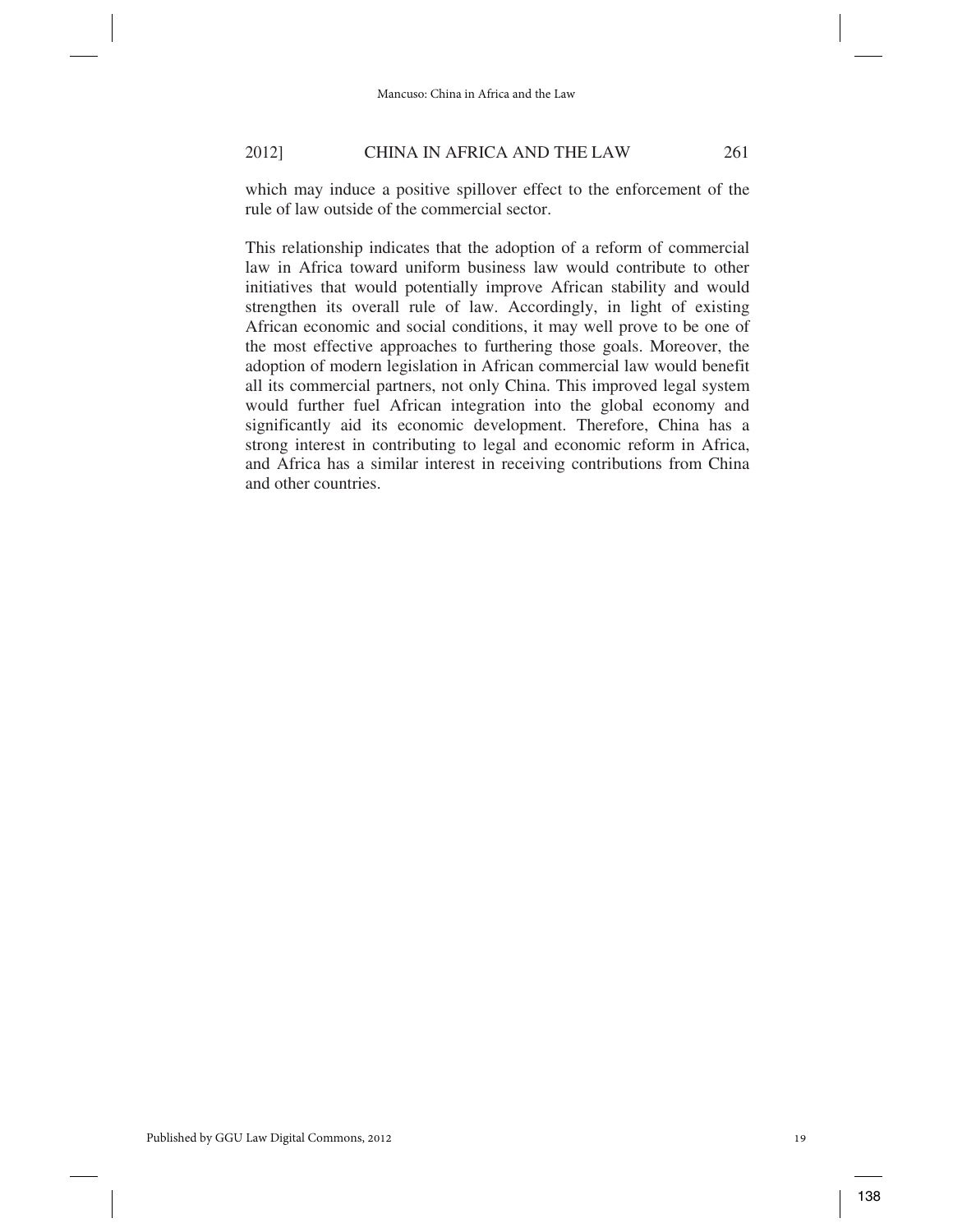which may induce a positive spillover effect to the enforcement of the rule of law outside of the commercial sector.

This relationship indicates that the adoption of a reform of commercial law in Africa toward uniform business law would contribute to other initiatives that would potentially improve African stability and would strengthen its overall rule of law. Accordingly, in light of existing African economic and social conditions, it may well prove to be one of the most effective approaches to furthering those goals. Moreover, the adoption of modern legislation in African commercial law would benefit all its commercial partners, not only China. This improved legal system would further fuel African integration into the global economy and significantly aid its economic development. Therefore, China has a strong interest in contributing to legal and economic reform in Africa, and Africa has a similar interest in receiving contributions from China and other countries.